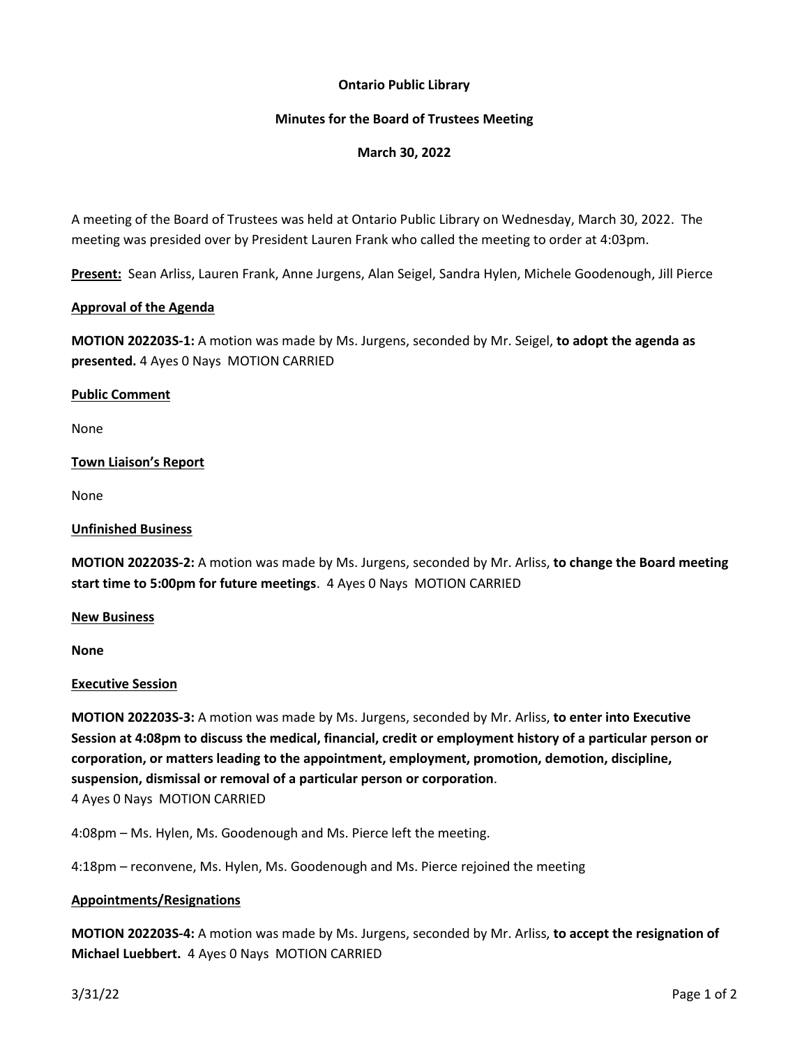**Ontario Public Library**

**Minutes for the Board of Trustees Meeting**

**March 30, 2022**

A meeting of the Board of Trustees was held at Ontario Public Library on Wednesday, March 30, 2022. The meeting was presided over by President Lauren Frank who called the meeting to order at 4:03pm.

**Present:** Sean Arliss, Lauren Frank, Anne Jurgens, Alan Seigel, Sandra Hylen, Michele Goodenough, Jill Pierce

**Approval of the Agenda**

**MOTION 202203S-1:** A motion was made by Ms. Jurgens, seconded by Mr. Seigel, **to adopt the agenda as presented.** 4 Ayes 0 Nays MOTION CARRIED

**Public Comment**

None

**Town Liaison's Report**

None

**Unfinished Business**

**MOTION 202203S-2:** A motion was made by Ms. Jurgens, seconded by Mr. Arliss, **to change the Board meeting start time to 5:00pm for future meetings**. 4 Ayes 0 Nays MOTION CARRIED

**New Business**

**None**

**Executive Session**

**MOTION 202203S-3:** A motion was made by Ms. Jurgens, seconded by Mr. Arliss, **to enter into Executive Session at 4:08pm to discuss the medical, financial, credit or employment history of a particular person or corporation, or matters leading to the appointment, employment, promotion, demotion, discipline, suspension, dismissal or removal of a particular person or corporation**.
4 Ayes 0 Nays MOTION CARRIED

4:08pm – Ms. Hylen, Ms. Goodenough and Ms. Pierce left the meeting.

4:18pm – reconvene, Ms. Hylen, Ms. Goodenough and Ms. Pierce rejoined the meeting

**Appointments/Resignations**

**MOTION 202203S-4:** A motion was made by Ms. Jurgens, seconded by Mr. Arliss, **to accept the resignation of Michael Luebbert.** 4 Ayes 0 Nays MOTION CARRIED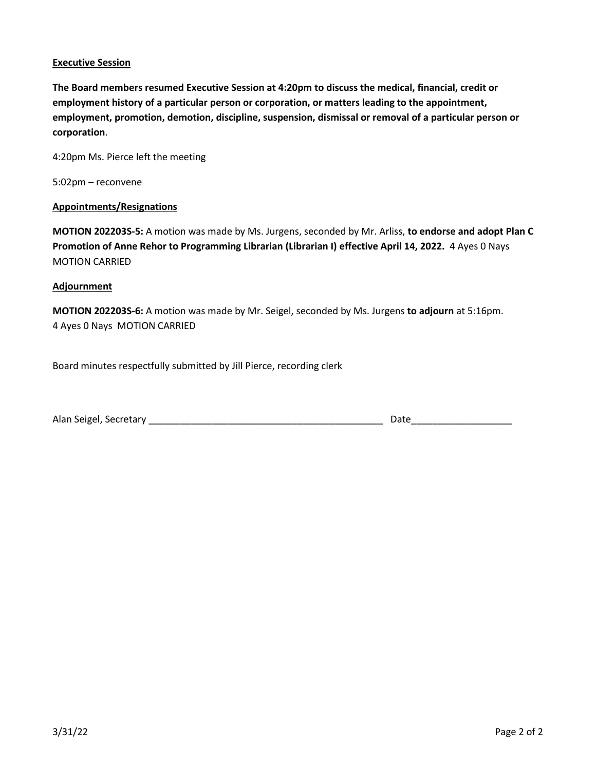**Executive Session**

**The Board members resumed Executive Session at 4:20pm to discuss the medical, financial, credit or employment history of a particular person or corporation, or matters leading to the appointment, employment, promotion, demotion, discipline, suspension, dismissal or removal of a particular person or corporation**.

4:20pm Ms. Pierce left the meeting

5:02pm – reconvene

**Appointments/Resignations**

**MOTION 202203S-5:** A motion was made by Ms. Jurgens, seconded by Mr. Arliss, **to endorse and adopt Plan C Promotion of Anne Rehor to Programming Librarian (Librarian I) effective April 14, 2022.** 4 Ayes 0 Nays MOTION CARRIED

**Adjournment**

**MOTION 202203S-6:** A motion was made by Mr. Seigel, seconded by Ms. Jurgens **to adjourn** at 5:16pm. 4 Ayes 0 Nays MOTION CARRIED

Board minutes respectfully submitted by Jill Pierce, recording clerk

Alan Seigel, Secretary _____________________________________________ Date___________________

3/31/22